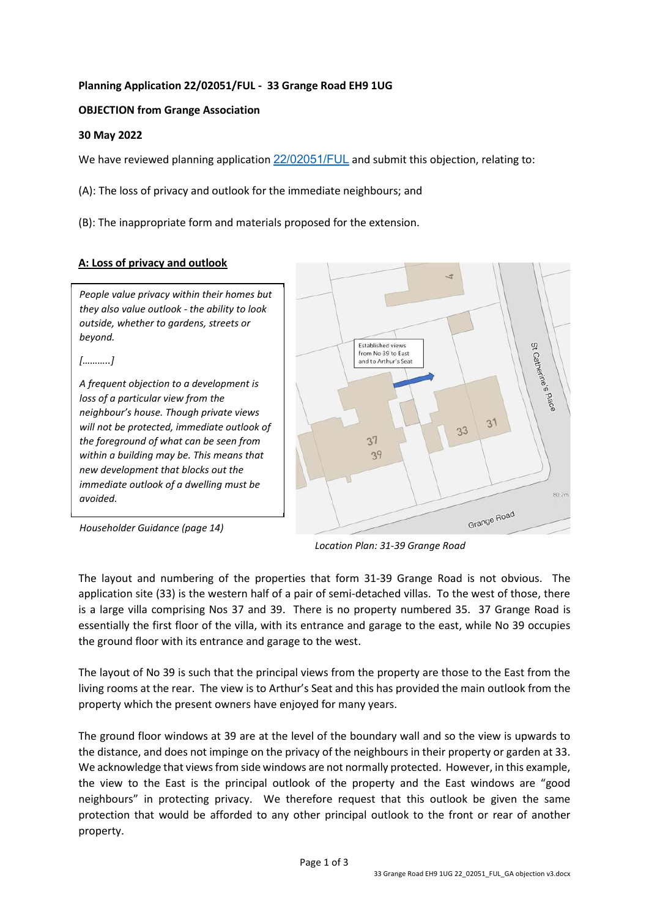**Planning Application 22/02051/FUL - 33 Grange Road EH9 1UG**

**OBJECTION from Grange Association**

**30 May 2022**

We have reviewed planning application 22/02051/FUL and submit this objection, relating to:

(A): The loss of privacy and outlook for the immediate neighbours; and

(B): The inappropriate form and materials proposed for the extension.

**A: Loss of privacy and outlook**

> *People value privacy within their homes but they also value outlook - the ability to look outside, whether to gardens, streets or beyond.*
>
> *[……….]*
>
> *A frequent objection to a development is loss of a particular view from the neighbour's house. Though private views will not be protected, immediate outlook of the foreground of what can be seen from within a building may be. This means that new development that blocks out the immediate outlook of a dwelling must be avoided.*

*Householder Guidance (page 14)*

Established views from No 39 to East and to Arthur's Seat

*Location Plan: 31-39 Grange Road*

The layout and numbering of the properties that form 31-39 Grange Road is not obvious. The application site (33) is the western half of a pair of semi-detached villas. To the west of those, there is a large villa comprising Nos 37 and 39. There is no property numbered 35. 37 Grange Road is essentially the first floor of the villa, with its entrance and garage to the east, while No 39 occupies the ground floor with its entrance and garage to the west.

The layout of No 39 is such that the principal views from the property are those to the East from the living rooms at the rear. The view is to Arthur's Seat and this has provided the main outlook from the property which the present owners have enjoyed for many years.

The ground floor windows at 39 are at the level of the boundary wall and so the view is upwards to the distance, and does not impinge on the privacy of the neighbours in their property or garden at 33. We acknowledge that views from side windows are not normally protected. However, in this example, the view to the East is the principal outlook of the property and the East windows are "good neighbours" in protecting privacy. We therefore request that this outlook be given the same protection that would be afforded to any other principal outlook to the front or rear of another property.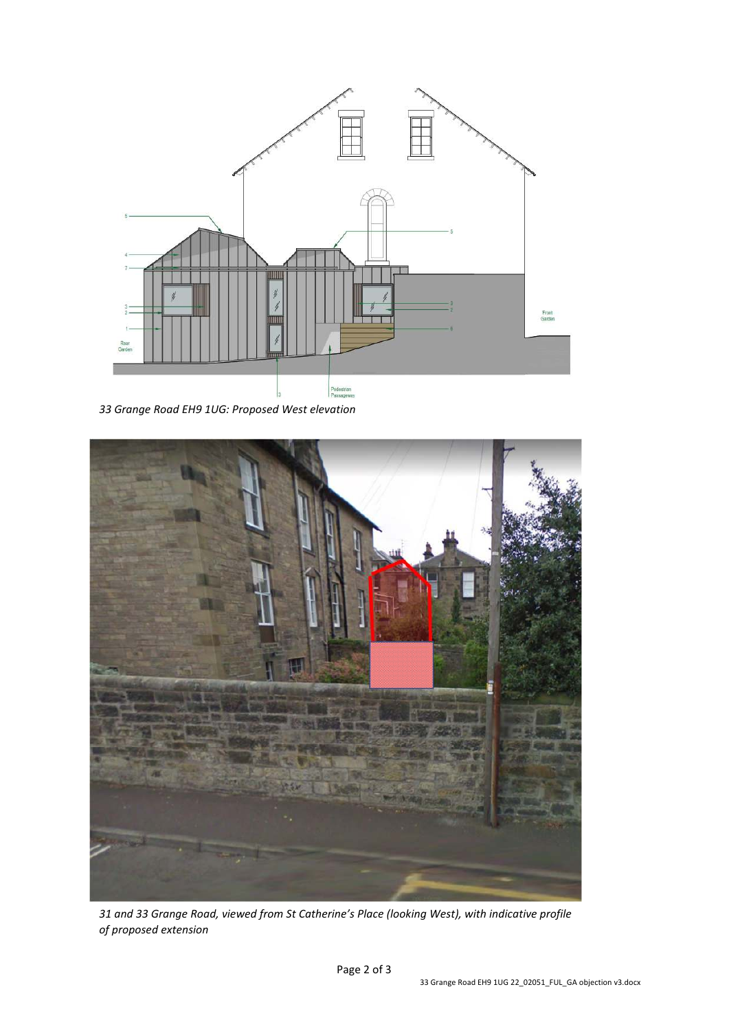*33 Grange Road EH9 1UG: Proposed West elevation*

*31 and 33 Grange Road, viewed from St Catherine's Place (looking West), with indicative profile of proposed extension*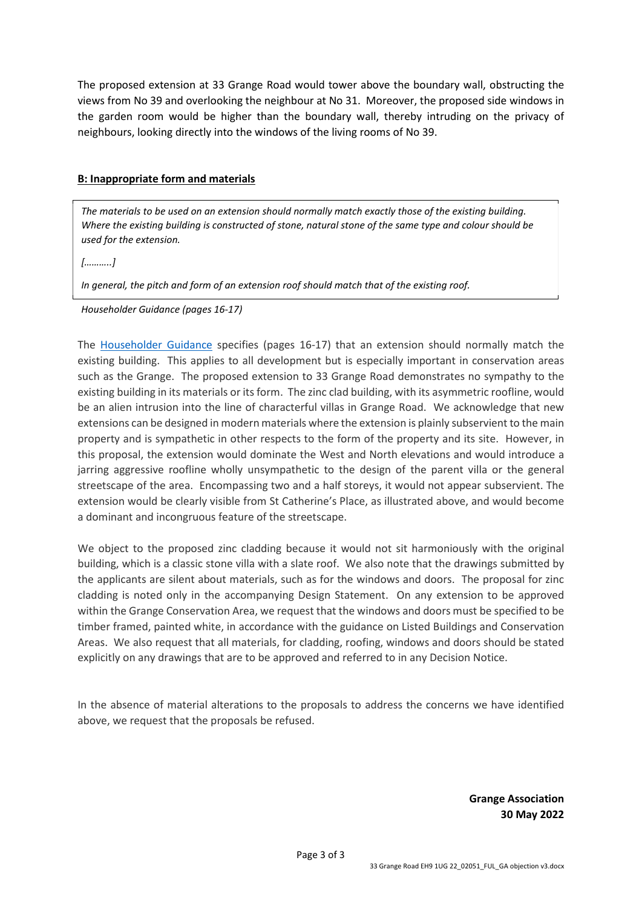The proposed extension at 33 Grange Road would tower above the boundary wall, obstructing the views from No 39 and overlooking the neighbour at No 31. Moreover, the proposed side windows in the garden room would be higher than the boundary wall, thereby intruding on the privacy of neighbours, looking directly into the windows of the living rooms of No 39.

## B: Inappropriate form and materials

> *The materials to be used on an extension should normally match exactly those of the existing building. Where the existing building is constructed of stone, natural stone of the same type and colour should be used for the extension.*
>
> *[………..]*
>
> *In general, the pitch and form of an extension roof should match that of the existing roof.*

*Householder Guidance (pages 16-17)*

The Householder Guidance specifies (pages 16-17) that an extension should normally match the existing building. This applies to all development but is especially important in conservation areas such as the Grange. The proposed extension to 33 Grange Road demonstrates no sympathy to the existing building in its materials or its form. The zinc clad building, with its asymmetric roofline, would be an alien intrusion into the line of characterful villas in Grange Road. We acknowledge that new extensions can be designed in modern materials where the extension is plainly subservient to the main property and is sympathetic in other respects to the form of the property and its site. However, in this proposal, the extension would dominate the West and North elevations and would introduce a jarring aggressive roofline wholly unsympathetic to the design of the parent villa or the general streetscape of the area. Encompassing two and a half storeys, it would not appear subservient. The extension would be clearly visible from St Catherine's Place, as illustrated above, and would become a dominant and incongruous feature of the streetscape.

We object to the proposed zinc cladding because it would not sit harmoniously with the original building, which is a classic stone villa with a slate roof. We also note that the drawings submitted by the applicants are silent about materials, such as for the windows and doors. The proposal for zinc cladding is noted only in the accompanying Design Statement. On any extension to be approved within the Grange Conservation Area, we request that the windows and doors must be specified to be timber framed, painted white, in accordance with the guidance on Listed Buildings and Conservation Areas. We also request that all materials, for cladding, roofing, windows and doors should be stated explicitly on any drawings that are to be approved and referred to in any Decision Notice.

In the absence of material alterations to the proposals to address the concerns we have identified above, we request that the proposals be refused.

**Grange Association**
**30 May 2022**